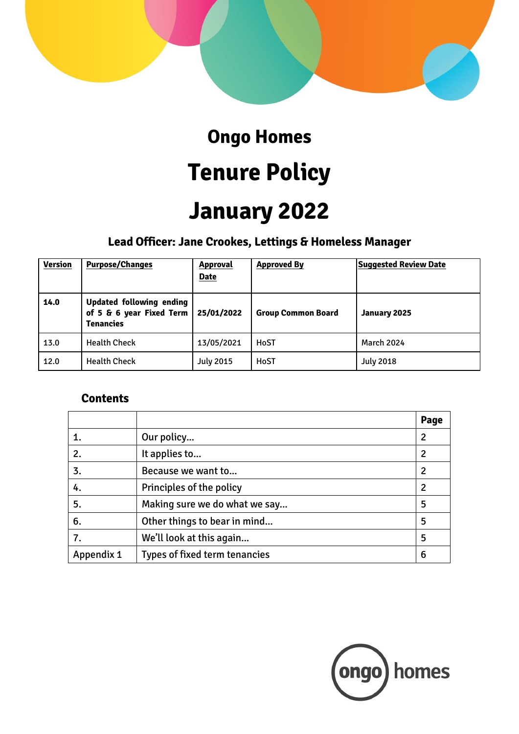# Ongo Homes

# Tenure Policy

# January 2022

**Lead Officer: Jane Crookes, Lettings & Homeless Manager**

| Version | Purpose/Changes | Approval Date | Approved By | Suggested Review Date |
|---|---|---|---|---|
| **14.0** | **Updated following ending of 5 & 6 year Fixed Term Tenancies** | **25/01/2022** | **Group Common Board** | **January 2025** |
| 13.0 | Health Check | 13/05/2021 | HoST | March 2024 |
| 12.0 | Health Check | July 2015 | HoST | July 2018 |

## Contents

| | | Page |
|---|---|---|
| 1. | Our policy… | 2 |
| 2. | It applies to… | 2 |
| 3. | Because we want to… | 2 |
| 4. | Principles of the policy | 2 |
| 5. | Making sure we do what we say… | 5 |
| 6. | Other things to bear in mind… | 5 |
| 7. | We'll look at this again… | 5 |
| Appendix 1 | Types of fixed term tenancies | 6 |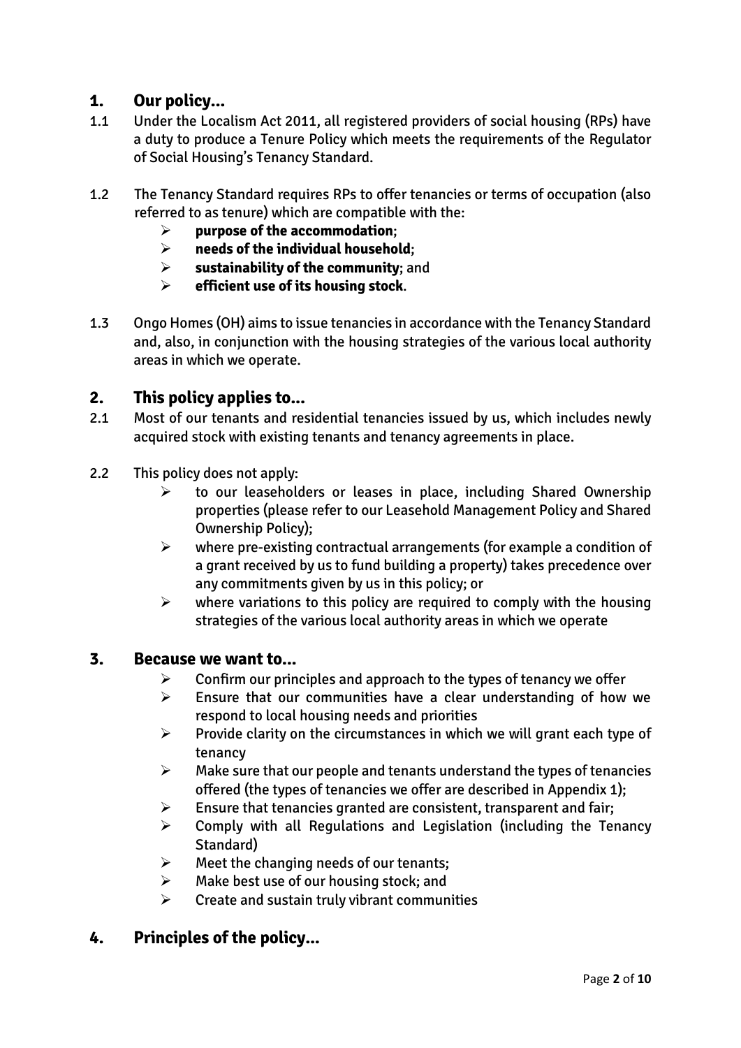## 1. Our policy...

1.1 Under the Localism Act 2011, all registered providers of social housing (RPs) have a duty to produce a Tenure Policy which meets the requirements of the Regulator of Social Housing's Tenancy Standard.

1.2 The Tenancy Standard requires RPs to offer tenancies or terms of occupation (also referred to as tenure) which are compatible with the:

- **purpose of the accommodation**;
- **needs of the individual household**;
- **sustainability of the community**; and
- **efficient use of its housing stock**.

1.3 Ongo Homes (OH) aims to issue tenancies in accordance with the Tenancy Standard and, also, in conjunction with the housing strategies of the various local authority areas in which we operate.

## 2. This policy applies to...

2.1 Most of our tenants and residential tenancies issued by us, which includes newly acquired stock with existing tenants and tenancy agreements in place.

2.2 This policy does not apply:

- to our leaseholders or leases in place, including Shared Ownership properties (please refer to our Leasehold Management Policy and Shared Ownership Policy);
- where pre-existing contractual arrangements (for example a condition of a grant received by us to fund building a property) takes precedence over any commitments given by us in this policy; or
- where variations to this policy are required to comply with the housing strategies of the various local authority areas in which we operate

## 3. Because we want to...

- Confirm our principles and approach to the types of tenancy we offer
- Ensure that our communities have a clear understanding of how we respond to local housing needs and priorities
- Provide clarity on the circumstances in which we will grant each type of tenancy
- Make sure that our people and tenants understand the types of tenancies offered (the types of tenancies we offer are described in Appendix 1);
- Ensure that tenancies granted are consistent, transparent and fair;
- Comply with all Regulations and Legislation (including the Tenancy Standard)
- Meet the changing needs of our tenants;
- Make best use of our housing stock; and
- Create and sustain truly vibrant communities

## 4. Principles of the policy...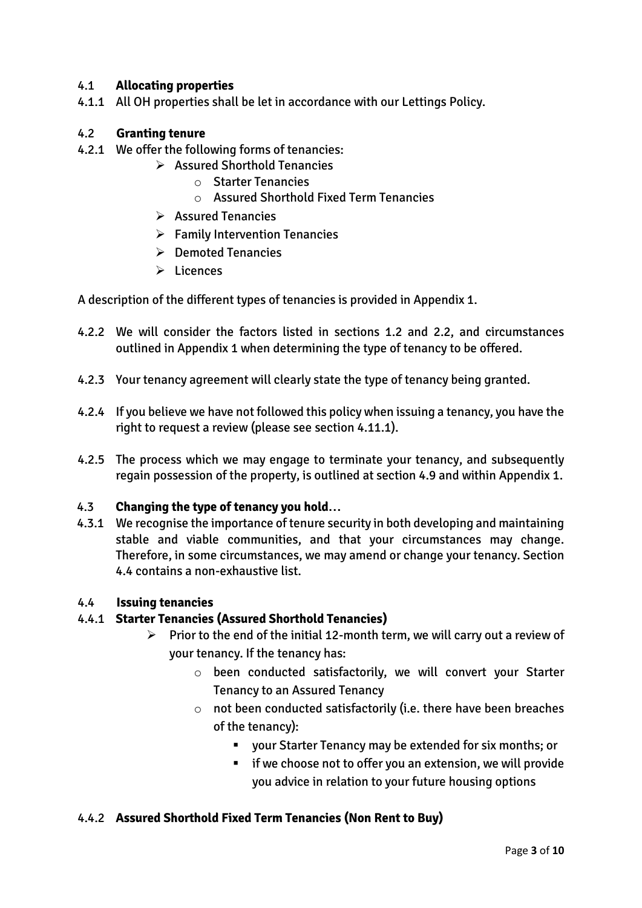### 4.1 **Allocating properties**

4.1.1 All OH properties shall be let in accordance with our Lettings Policy.

### 4.2 **Granting tenure**

4.2.1 We offer the following forms of tenancies:

- Assured Shorthold Tenancies
  - Starter Tenancies
  - Assured Shorthold Fixed Term Tenancies
- Assured Tenancies
- Family Intervention Tenancies
- Demoted Tenancies
- Licences

A description of the different types of tenancies is provided in Appendix 1.

4.2.2 We will consider the factors listed in sections 1.2 and 2.2, and circumstances outlined in Appendix 1 when determining the type of tenancy to be offered.

4.2.3 Your tenancy agreement will clearly state the type of tenancy being granted.

4.2.4 If you believe we have not followed this policy when issuing a tenancy, you have the right to request a review (please see section 4.11.1).

4.2.5 The process which we may engage to terminate your tenancy, and subsequently regain possession of the property, is outlined at section 4.9 and within Appendix 1.

### 4.3 **Changing the type of tenancy you hold…**

4.3.1 We recognise the importance of tenure security in both developing and maintaining stable and viable communities, and that your circumstances may change. Therefore, in some circumstances, we may amend or change your tenancy. Section 4.4 contains a non-exhaustive list.

### 4.4 **Issuing tenancies**

#### 4.4.1 **Starter Tenancies (Assured Shorthold Tenancies)**

- Prior to the end of the initial 12-month term, we will carry out a review of your tenancy. If the tenancy has:
  - been conducted satisfactorily, we will convert your Starter Tenancy to an Assured Tenancy
  - not been conducted satisfactorily (i.e. there have been breaches of the tenancy):
    - your Starter Tenancy may be extended for six months; or
    - if we choose not to offer you an extension, we will provide you advice in relation to your future housing options

#### 4.4.2 **Assured Shorthold Fixed Term Tenancies (Non Rent to Buy)**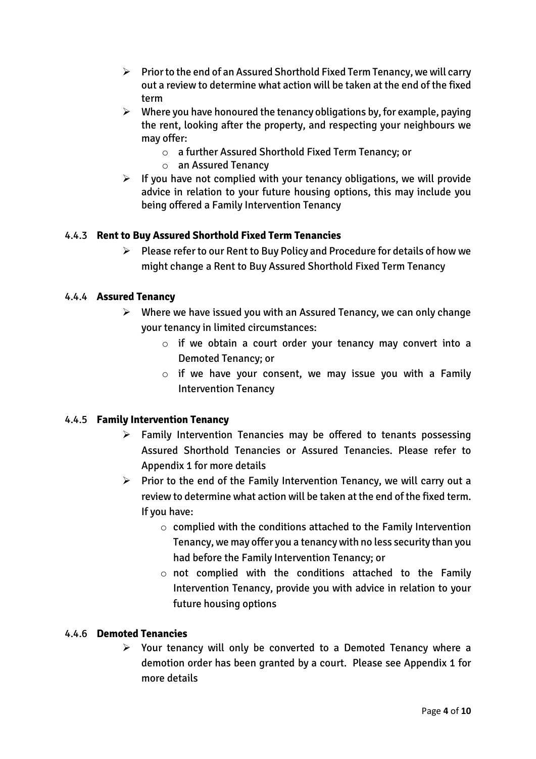- Prior to the end of an Assured Shorthold Fixed Term Tenancy, we will carry out a review to determine what action will be taken at the end of the fixed term
- Where you have honoured the tenancy obligations by, for example, paying the rent, looking after the property, and respecting your neighbours we may offer:
  - a further Assured Shorthold Fixed Term Tenancy; or
  - an Assured Tenancy
- If you have not complied with your tenancy obligations, we will provide advice in relation to your future housing options, this may include you being offered a Family Intervention Tenancy

#### 4.4.3 **Rent to Buy Assured Shorthold Fixed Term Tenancies**

- Please refer to our Rent to Buy Policy and Procedure for details of how we might change a Rent to Buy Assured Shorthold Fixed Term Tenancy

#### 4.4.4 **Assured Tenancy**

- Where we have issued you with an Assured Tenancy, we can only change your tenancy in limited circumstances:
  - if we obtain a court order your tenancy may convert into a Demoted Tenancy; or
  - if we have your consent, we may issue you with a Family Intervention Tenancy

#### 4.4.5 **Family Intervention Tenancy**

- Family Intervention Tenancies may be offered to tenants possessing Assured Shorthold Tenancies or Assured Tenancies. Please refer to Appendix 1 for more details
- Prior to the end of the Family Intervention Tenancy, we will carry out a review to determine what action will be taken at the end of the fixed term. If you have:
  - complied with the conditions attached to the Family Intervention Tenancy, we may offer you a tenancy with no less security than you had before the Family Intervention Tenancy; or
  - not complied with the conditions attached to the Family Intervention Tenancy, provide you with advice in relation to your future housing options

#### 4.4.6 **Demoted Tenancies**

- Your tenancy will only be converted to a Demoted Tenancy where a demotion order has been granted by a court. Please see Appendix 1 for more details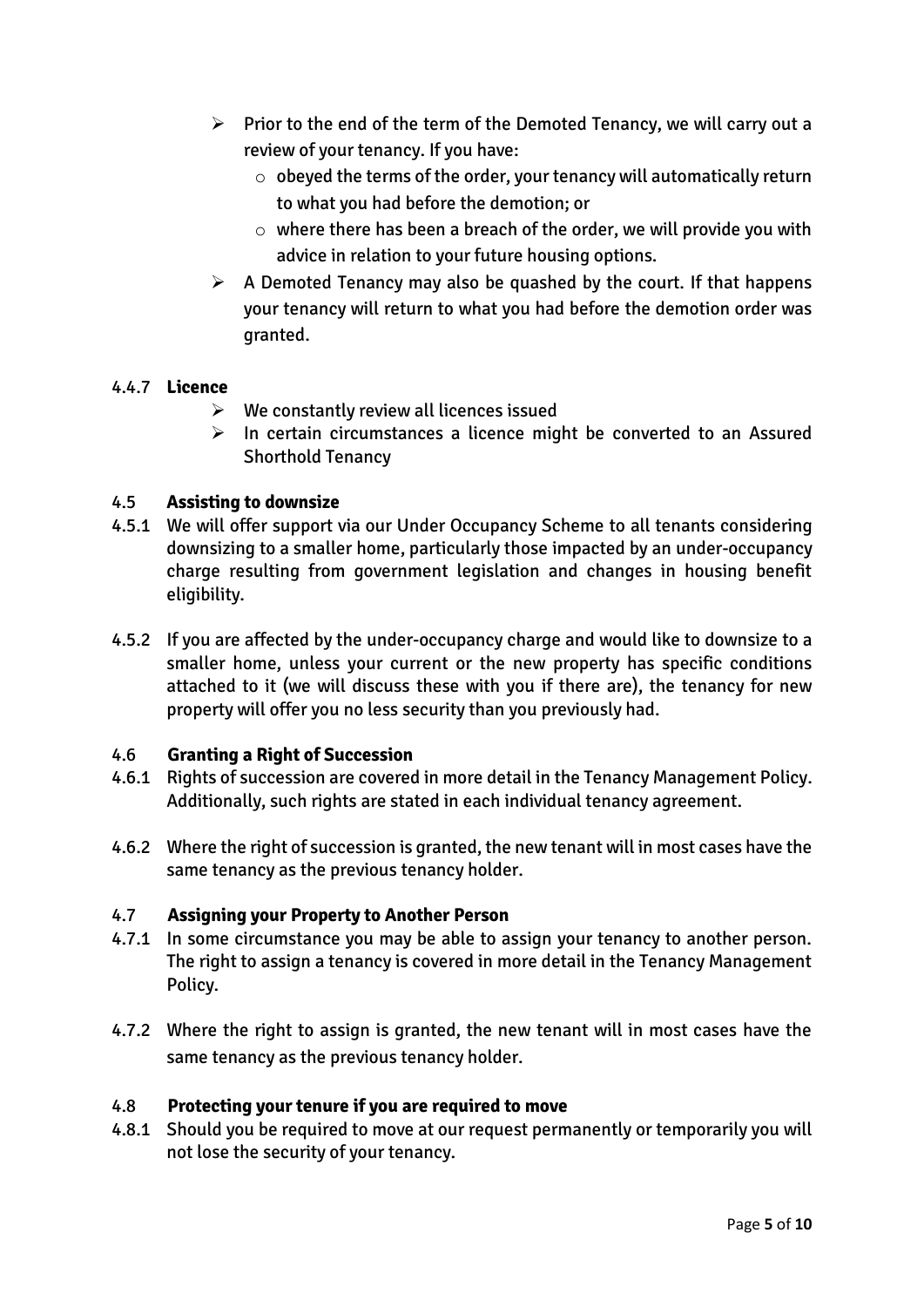- Prior to the end of the term of the Demoted Tenancy, we will carry out a review of your tenancy. If you have:
  - obeyed the terms of the order, your tenancy will automatically return to what you had before the demotion; or
  - where there has been a breach of the order, we will provide you with advice in relation to your future housing options.
- A Demoted Tenancy may also be quashed by the court. If that happens your tenancy will return to what you had before the demotion order was granted.

#### 4.4.7 **Licence**

- We constantly review all licences issued
- In certain circumstances a licence might be converted to an Assured Shorthold Tenancy

### 4.5 **Assisting to downsize**

4.5.1 We will offer support via our Under Occupancy Scheme to all tenants considering downsizing to a smaller home, particularly those impacted by an under-occupancy charge resulting from government legislation and changes in housing benefit eligibility.

4.5.2 If you are affected by the under-occupancy charge and would like to downsize to a smaller home, unless your current or the new property has specific conditions attached to it (we will discuss these with you if there are), the tenancy for new property will offer you no less security than you previously had.

### 4.6 **Granting a Right of Succession**

4.6.1 Rights of succession are covered in more detail in the Tenancy Management Policy. Additionally, such rights are stated in each individual tenancy agreement.

4.6.2 Where the right of succession is granted, the new tenant will in most cases have the same tenancy as the previous tenancy holder.

### 4.7 **Assigning your Property to Another Person**

4.7.1 In some circumstance you may be able to assign your tenancy to another person. The right to assign a tenancy is covered in more detail in the Tenancy Management Policy.

4.7.2 Where the right to assign is granted, the new tenant will in most cases have the same tenancy as the previous tenancy holder.

### 4.8 **Protecting your tenure if you are required to move**

4.8.1 Should you be required to move at our request permanently or temporarily you will not lose the security of your tenancy.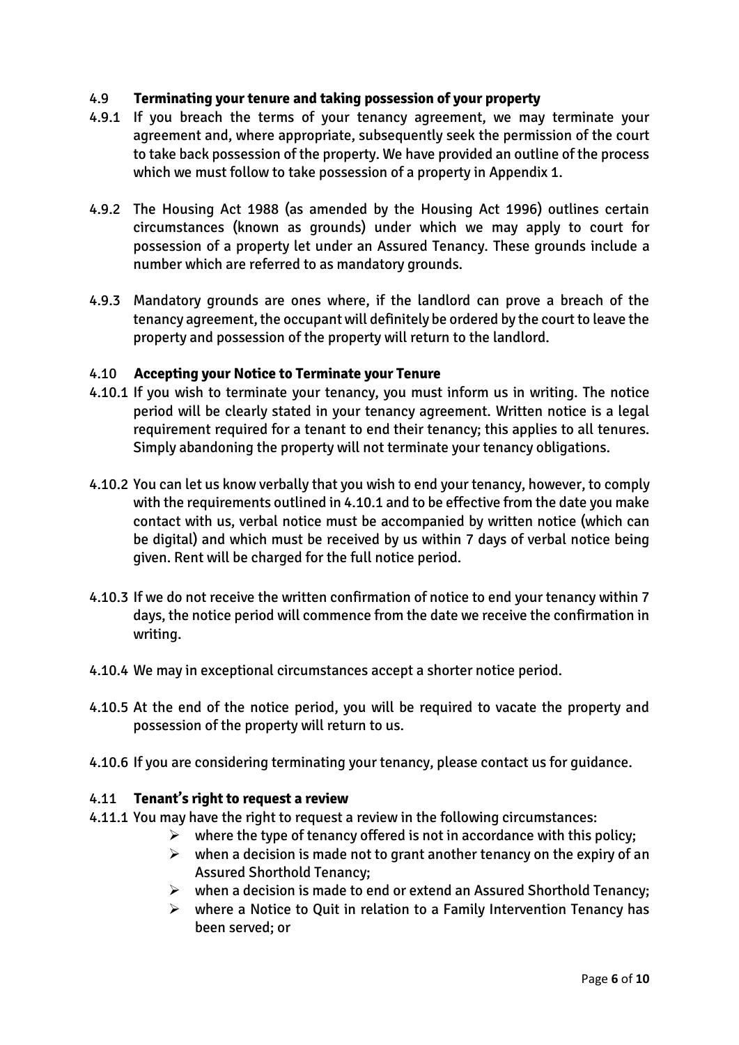### 4.9 **Terminating your tenure and taking possession of your property**

4.9.1 If you breach the terms of your tenancy agreement, we may terminate your agreement and, where appropriate, subsequently seek the permission of the court to take back possession of the property. We have provided an outline of the process which we must follow to take possession of a property in Appendix 1.

4.9.2 The Housing Act 1988 (as amended by the Housing Act 1996) outlines certain circumstances (known as grounds) under which we may apply to court for possession of a property let under an Assured Tenancy. These grounds include a number which are referred to as mandatory grounds.

4.9.3 Mandatory grounds are ones where, if the landlord can prove a breach of the tenancy agreement, the occupant will definitely be ordered by the court to leave the property and possession of the property will return to the landlord.

### 4.10 **Accepting your Notice to Terminate your Tenure**

4.10.1 If you wish to terminate your tenancy, you must inform us in writing. The notice period will be clearly stated in your tenancy agreement. Written notice is a legal requirement required for a tenant to end their tenancy; this applies to all tenures. Simply abandoning the property will not terminate your tenancy obligations.

4.10.2 You can let us know verbally that you wish to end your tenancy, however, to comply with the requirements outlined in 4.10.1 and to be effective from the date you make contact with us, verbal notice must be accompanied by written notice (which can be digital) and which must be received by us within 7 days of verbal notice being given. Rent will be charged for the full notice period.

4.10.3 If we do not receive the written confirmation of notice to end your tenancy within 7 days, the notice period will commence from the date we receive the confirmation in writing.

4.10.4 We may in exceptional circumstances accept a shorter notice period.

4.10.5 At the end of the notice period, you will be required to vacate the property and possession of the property will return to us.

4.10.6 If you are considering terminating your tenancy, please contact us for guidance.

### 4.11 **Tenant's right to request a review**

4.11.1 You may have the right to request a review in the following circumstances:

- where the type of tenancy offered is not in accordance with this policy;
- when a decision is made not to grant another tenancy on the expiry of an Assured Shorthold Tenancy;
- when a decision is made to end or extend an Assured Shorthold Tenancy;
- where a Notice to Quit in relation to a Family Intervention Tenancy has been served; or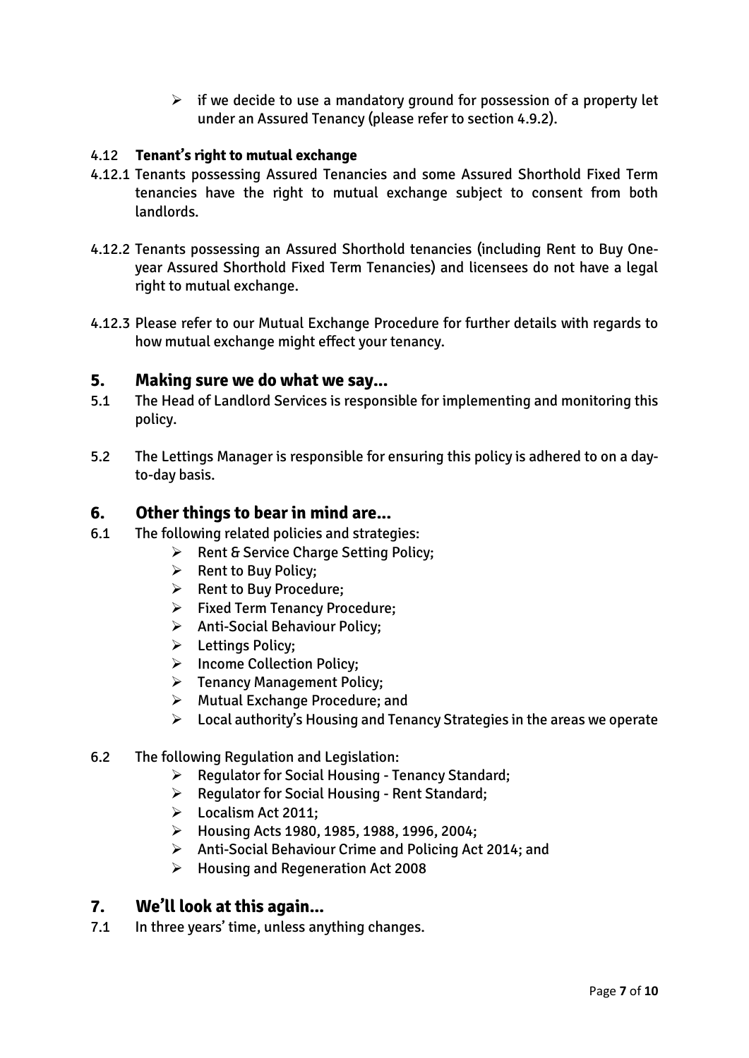- if we decide to use a mandatory ground for possession of a property let under an Assured Tenancy (please refer to section 4.9.2).

### 4.12 Tenant's right to mutual exchange

4.12.1 Tenants possessing Assured Tenancies and some Assured Shorthold Fixed Term tenancies have the right to mutual exchange subject to consent from both landlords.

4.12.2 Tenants possessing an Assured Shorthold tenancies (including Rent to Buy One-year Assured Shorthold Fixed Term Tenancies) and licensees do not have a legal right to mutual exchange.

4.12.3 Please refer to our Mutual Exchange Procedure for further details with regards to how mutual exchange might effect your tenancy.

## 5. Making sure we do what we say...

5.1 The Head of Landlord Services is responsible for implementing and monitoring this policy.

5.2 The Lettings Manager is responsible for ensuring this policy is adhered to on a day-to-day basis.

## 6. Other things to bear in mind are...

6.1 The following related policies and strategies:

- Rent & Service Charge Setting Policy;
- Rent to Buy Policy;
- Rent to Buy Procedure;
- Fixed Term Tenancy Procedure;
- Anti-Social Behaviour Policy;
- Lettings Policy;
- Income Collection Policy;
- Tenancy Management Policy;
- Mutual Exchange Procedure; and
- Local authority's Housing and Tenancy Strategies in the areas we operate

6.2 The following Regulation and Legislation:

- Regulator for Social Housing - Tenancy Standard;
- Regulator for Social Housing - Rent Standard;
- Localism Act 2011;
- Housing Acts 1980, 1985, 1988, 1996, 2004;
- Anti-Social Behaviour Crime and Policing Act 2014; and
- Housing and Regeneration Act 2008

## 7. We'll look at this again...

7.1 In three years' time, unless anything changes.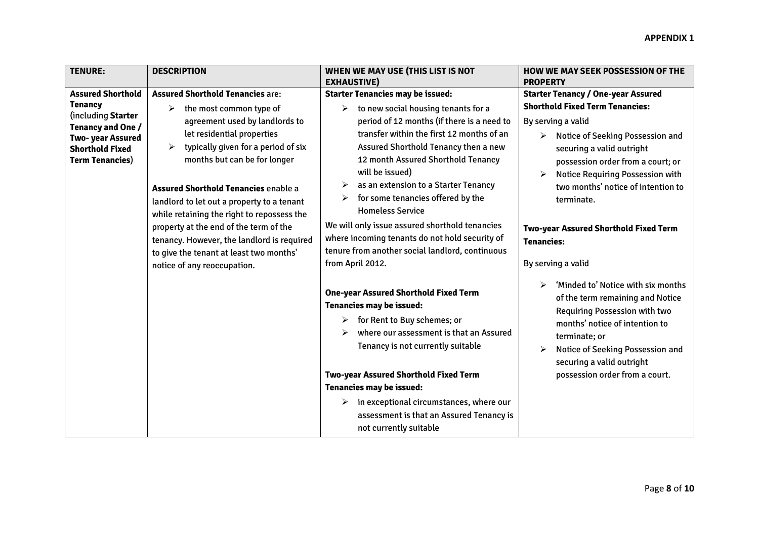**APPENDIX 1**

| TENURE: | DESCRIPTION | WHEN WE MAY USE (THIS LIST IS NOT EXHAUSTIVE) | HOW WE MAY SEEK POSSESSION OF THE PROPERTY |
|---|---|---|---|
| **Assured Shorthold Tenancy** (including **Starter Tenancy and One / Two- year Assured Shorthold Fixed Term Tenancies**) | **Assured Shorthold Tenancies** are:<br>➢ the most common type of agreement used by landlords to let residential properties<br>➢ typically given for a period of six months but can be for longer<br><br>**Assured Shorthold Tenancies** enable a landlord to let out a property to a tenant while retaining the right to repossess the property at the end of the term of the tenancy. However, the landlord is required to give the tenant at least two months' notice of any reoccupation. | **Starter Tenancies may be issued:**<br>➢ to new social housing tenants for a period of 12 months (if there is a need to transfer within the first 12 months of an Assured Shorthold Tenancy then a new 12 month Assured Shorthold Tenancy will be issued)<br>➢ as an extension to a Starter Tenancy<br>➢ for some tenancies offered by the Homeless Service<br>We will only issue assured shorthold tenancies where incoming tenants do not hold security of tenure from another social landlord, continuous from April 2012.<br><br>**One-year Assured Shorthold Fixed Term Tenancies may be issued:**<br>➢ for Rent to Buy schemes; or<br>➢ where our assessment is that an Assured Tenancy is not currently suitable<br><br>**Two-year Assured Shorthold Fixed Term Tenancies may be issued:**<br>➢ in exceptional circumstances, where our assessment is that an Assured Tenancy is not currently suitable | **Starter Tenancy / One-year Assured Shorthold Fixed Term Tenancies:**<br>By serving a valid<br>➢ Notice of Seeking Possession and securing a valid outright possession order from a court; or<br>➢ Notice Requiring Possession with two months' notice of intention to terminate.<br><br>**Two-year Assured Shorthold Fixed Term Tenancies:**<br>By serving a valid<br>➢ 'Minded to' Notice with six months of the term remaining and Notice Requiring Possession with two months' notice of intention to terminate; or<br>➢ Notice of Seeking Possession and securing a valid outright possession order from a court. |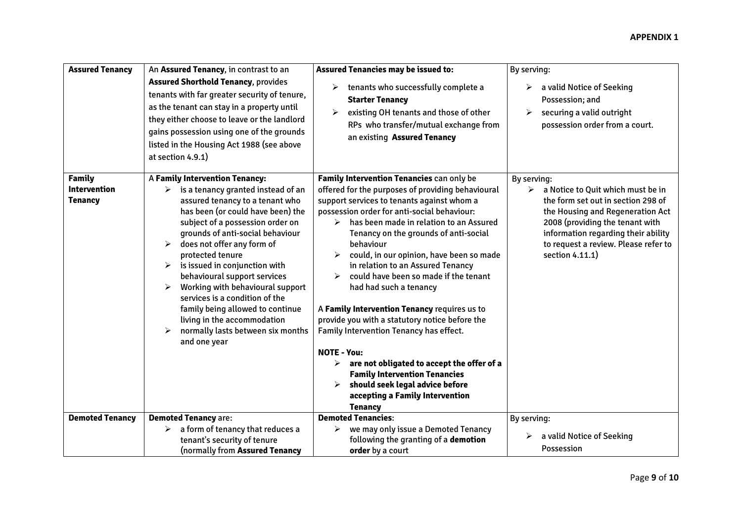**APPENDIX 1**

| | | | |
|---|---|---|---|
| **Assured Tenancy** | An **Assured Tenancy**, in contrast to an **Assured Shorthold Tenancy**, provides tenants with far greater security of tenure, as the tenant can stay in a property until they either choose to leave or the landlord gains possession using one of the grounds listed in the Housing Act 1988 (see above at section 4.9.1) | **Assured Tenancies may be issued to:**<br>➢ tenants who successfully complete a **Starter Tenancy**<br>➢ existing OH tenants and those of other RPs who transfer/mutual exchange from an existing **Assured Tenancy** | By serving:<br>➢ a valid Notice of Seeking Possession; and<br>➢ securing a valid outright possession order from a court. |
| **Family Intervention Tenancy** | A **Family Intervention Tenancy:**<br>➢ is a tenancy granted instead of an assured tenancy to a tenant who has been (or could have been) the subject of a possession order on grounds of anti-social behaviour<br>➢ does not offer any form of protected tenure<br>➢ is issued in conjunction with behavioural support services<br>➢ Working with behavioural support services is a condition of the family being allowed to continue living in the accommodation<br>➢ normally lasts between six months and one year | **Family Intervention Tenancies** can only be offered for the purposes of providing behavioural support services to tenants against whom a possession order for anti-social behaviour:<br>➢ has been made in relation to an Assured Tenancy on the grounds of anti-social behaviour<br>➢ could, in our opinion, have been so made in relation to an Assured Tenancy<br>➢ could have been so made if the tenant had had such a tenancy<br><br>A **Family Intervention Tenancy** requires us to provide you with a statutory notice before the Family Intervention Tenancy has effect.<br><br>**NOTE - You:**<br>➢ **are not obligated to accept the offer of a Family Intervention Tenancies**<br>➢ **should seek legal advice before accepting a Family Intervention Tenancy** | By serving:<br>➢ a Notice to Quit which must be in the form set out in section 298 of the Housing and Regeneration Act 2008 (providing the tenant with information regarding their ability to request a review. Please refer to section 4.11.1) |
| **Demoted Tenancy** | **Demoted Tenancy** are:<br>➢ a form of tenancy that reduces a tenant's security of tenure (normally from **Assured Tenancy** | **Demoted Tenancies**:<br>➢ we may only issue a Demoted Tenancy following the granting of a **demotion order** by a court | By serving:<br>➢ a valid Notice of Seeking Possession |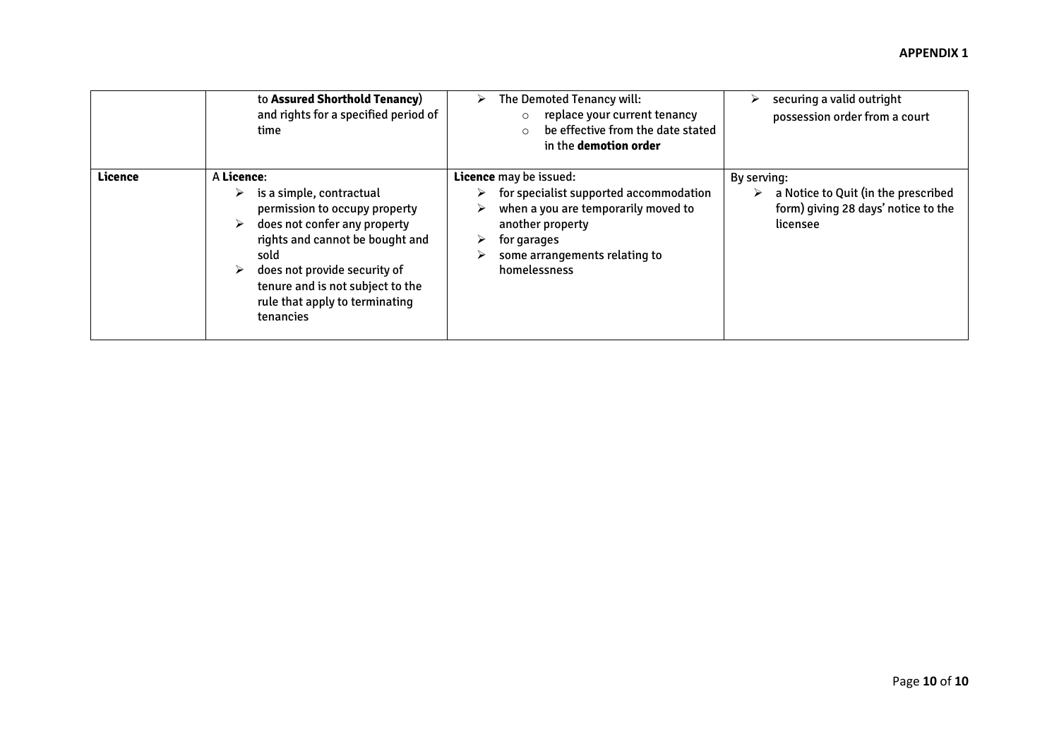| | | | |
|---|---|---|---|
| | to **Assured Shorthold Tenancy**) and rights for a specified period of time | ➢ The Demoted Tenancy will:<br>○ replace your current tenancy<br>○ be effective from the date stated in the **demotion order** | ➢ securing a valid outright possession order from a court |
| **Licence** | A **Licence**:<br>➢ is a simple, contractual permission to occupy property<br>➢ does not confer any property rights and cannot be bought and sold<br>➢ does not provide security of tenure and is not subject to the rule that apply to terminating tenancies | **Licence** may be issued:<br>➢ for specialist supported accommodation<br>➢ when a you are temporarily moved to another property<br>➢ for garages<br>➢ some arrangements relating to homelessness | By serving:<br>➢ a Notice to Quit (in the prescribed form) giving 28 days' notice to the licensee |